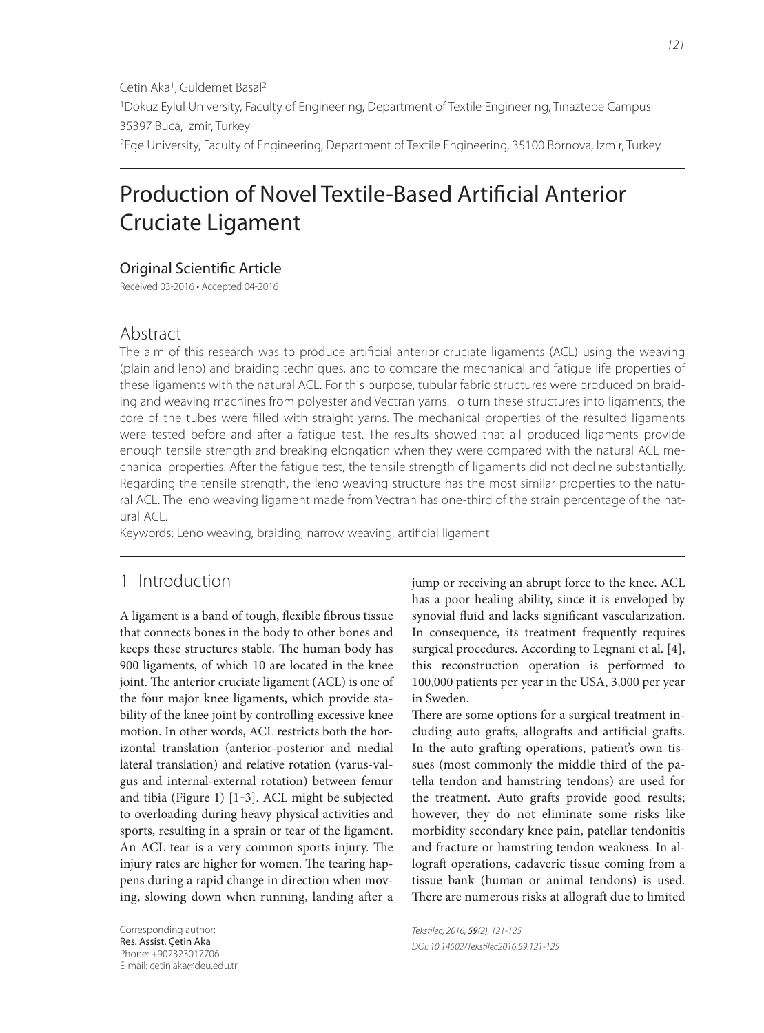Cetin Aka[1], Guldemet Basal[2]

[1]Dokuz Eylül University, Faculty of Engineering, Department of Textile Engineering, Tınaztepe Campus 35397 Buca, Izmir, Turkey

[2]Ege University, Faculty of Engineering, Department of Textile Engineering, 35100 Bornova, Izmir, Turkey

# Production of Novel Textile-Based Artificial Anterior Cruciate Ligament

## Original Scientific Article

Received 03-2016 • Accepted 04-2016

## Abstract

The aim of this research was to produce artificial anterior cruciate ligaments (ACL) using the weaving (plain and leno) and braiding techniques, and to compare the mechanical and fatigue life properties of these ligaments with the natural ACL. For this purpose, tubular fabric structures were produced on braiding and weaving machines from polyester and Vectran yarns. To turn these structures into ligaments, the core of the tubes were filled with straight yarns. The mechanical properties of the resulted ligaments were tested before and after a fatigue test. The results showed that all produced ligaments provide enough tensile strength and breaking elongation when they were compared with the natural ACL mechanical properties. After the fatigue test, the tensile strength of ligaments did not decline substantially. Regarding the tensile strength, the leno weaving structure has the most similar properties to the natural ACL. The leno weaving ligament made from Vectran has one-third of the strain percentage of the natural ACL.

Keywords: Leno weaving, braiding, narrow weaving, artificial ligament

## 1 Introduction

A ligament is a band of tough, flexible fibrous tissue that connects bones in the body to other bones and keeps these structures stable. The human body has 900 ligaments, of which 10 are located in the knee joint. The anterior cruciate ligament (ACL) is one of the four major knee ligaments, which provide stability of the knee joint by controlling excessive knee motion. In other words, ACL restricts both the horizontal translation (anterior-posterior and medial lateral translation) and relative rotation (varus-valgus and internal-external rotation) between femur and tibia (Figure 1) [1-3]. ACL might be subjected to overloading during heavy physical activities and sports, resulting in a sprain or tear of the ligament. An ACL tear is a very common sports injury. The injury rates are higher for women. The tearing happens during a rapid change in direction when moving, slowing down when running, landing after a jump or receiving an abrupt force to the knee. ACL has a poor healing ability, since it is enveloped by synovial fluid and lacks significant vascularization. In consequence, its treatment frequently requires surgical procedures. According to Legnani et al. [4], this reconstruction operation is performed to 100,000 patients per year in the USA, 3,000 per year in Sweden.

There are some options for a surgical treatment including auto grafts, allografts and artificial grafts. In the auto grafting operations, patient's own tissues (most commonly the middle third of the patella tendon and hamstring tendons) are used for the treatment. Auto grafts provide good results; however, they do not eliminate some risks like morbidity secondary knee pain, patellar tendonitis and fracture or hamstring tendon weakness. In allograft operations, cadaveric tissue coming from a tissue bank (human or animal tendons) is used. There are numerous risks at allograft due to limited

Corresponding author:
Res. Assist. Çetin Aka
Phone: +902323017706
E-mail: cetin.aka@deu.edu.tr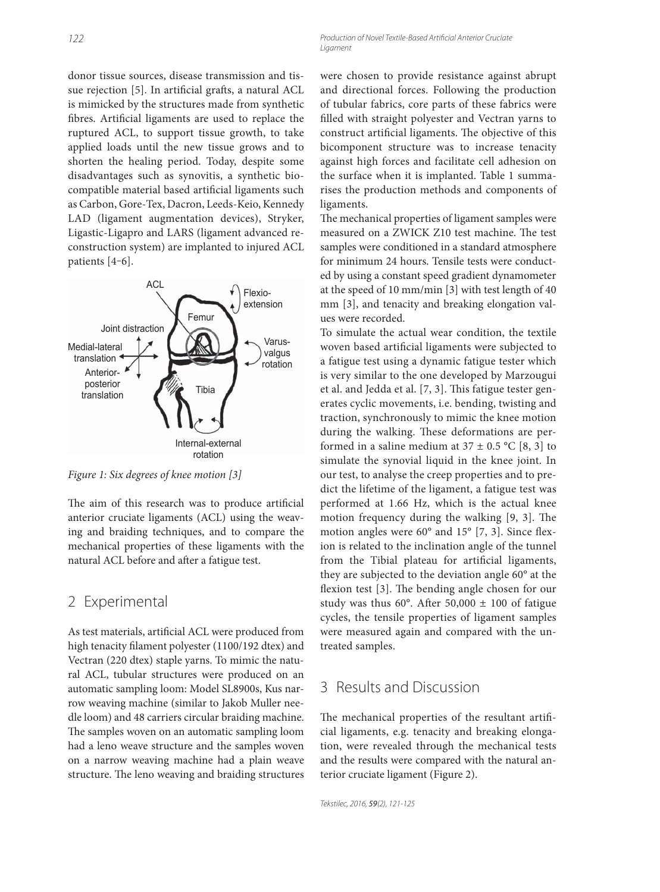donor tissue sources, disease transmission and tissue rejection [5]. In artificial grafts, a natural ACL is mimicked by the structures made from synthetic fibres. Artificial ligaments are used to replace the ruptured ACL, to support tissue growth, to take applied loads until the new tissue grows and to shorten the healing period. Today, despite some disadvantages such as synovitis, a synthetic biocompatible material based artificial ligaments such as Carbon, Gore-Tex, Dacron, Leeds-Keio, Kennedy LAD (ligament augmentation devices), Stryker, Ligastic-Ligapro and LARS (ligament advanced reconstruction system) are implanted to injured ACL patients [4–6].

*Figure 1: Six degrees of knee motion [3]*

The aim of this research was to produce artificial anterior cruciate ligaments (ACL) using the weaving and braiding techniques, and to compare the mechanical properties of these ligaments with the natural ACL before and after a fatigue test.

## 2 Experimental

As test materials, artificial ACL were produced from high tenacity filament polyester (1100/192 dtex) and Vectran (220 dtex) staple yarns. To mimic the natural ACL, tubular structures were produced on an automatic sampling loom: Model SL8900s, Kus narrow weaving machine (similar to Jakob Muller needle loom) and 48 carriers circular braiding machine. The samples woven on an automatic sampling loom had a leno weave structure and the samples woven on a narrow weaving machine had a plain weave structure. The leno weaving and braiding structures were chosen to provide resistance against abrupt and directional forces. Following the production of tubular fabrics, core parts of these fabrics were filled with straight polyester and Vectran yarns to construct artificial ligaments. The objective of this bicomponent structure was to increase tenacity against high forces and facilitate cell adhesion on the surface when it is implanted. Table 1 summarises the production methods and components of ligaments.

The mechanical properties of ligament samples were measured on a ZWICK Z10 test machine. The test samples were conditioned in a standard atmosphere for minimum 24 hours. Tensile tests were conducted by using a constant speed gradient dynamometer at the speed of 10 mm/min [3] with test length of 40 mm [3], and tenacity and breaking elongation values were recorded.

To simulate the actual wear condition, the textile woven based artificial ligaments were subjected to a fatigue test using a dynamic fatigue tester which is very similar to the one developed by Marzougui et al. and Jedda et al. [7, 3]. This fatigue tester generates cyclic movements, i.e. bending, twisting and traction, synchronously to mimic the knee motion during the walking. These deformations are performed in a saline medium at $37 \pm 0.5$ °C [8, 3] to simulate the synovial liquid in the knee joint. In our test, to analyse the creep properties and to predict the lifetime of the ligament, a fatigue test was performed at 1.66 Hz, which is the actual knee motion frequency during the walking [9, 3]. The motion angles were 60° and 15° [7, 3]. Since flexion is related to the inclination angle of the tunnel from the Tibial plateau for artificial ligaments, they are subjected to the deviation angle 60° at the flexion test [3]. The bending angle chosen for our study was thus 60°. After $50{,}000 \pm 100$ of fatigue cycles, the tensile properties of ligament samples were measured again and compared with the untreated samples.

## 3 Results and Discussion

The mechanical properties of the resultant artificial ligaments, e.g. tenacity and breaking elongation, were revealed through the mechanical tests and the results were compared with the natural anterior cruciate ligament (Figure 2).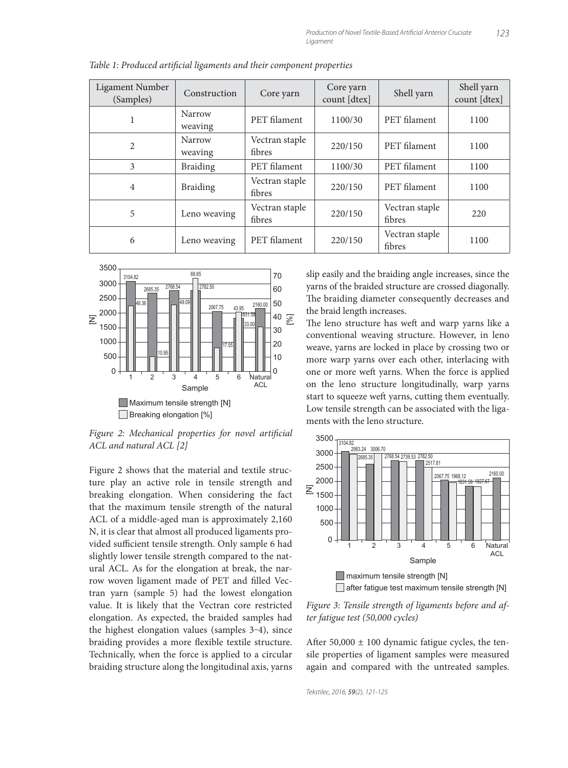*Table 1: Produced artificial ligaments and their component properties*

| Ligament Number (Samples) | Construction | Core yarn | Core yarn count [dtex] | Shell yarn | Shell yarn count [dtex] |
|---|---|---|---|---|---|
| 1 | Narrow weaving | PET filament | 1100/30 | PET filament | 1100 |
| 2 | Narrow weaving | Vectran staple fibres | 220/150 | PET filament | 1100 |
| 3 | Braiding | PET filament | 1100/30 | PET filament | 1100 |
| 4 | Braiding | Vectran staple fibres | 220/150 | PET filament | 1100 |
| 5 | Leno weaving | Vectran staple fibres | 220/150 | Vectran staple fibres | 220 |
| 6 | Leno weaving | PET filament | 220/150 | Vectran staple fibres | 1100 |

*Figure 2: Mechanical properties for novel artificial ACL and natural ACL [2]*

Figure 2 shows that the material and textile structure play an active role in tensile strength and breaking elongation. When considering the fact that the maximum tensile strength of the natural ACL of a middle-aged man is approximately 2,160 N, it is clear that almost all produced ligaments provided sufficient tensile strength. Only sample 6 had slightly lower tensile strength compared to the natural ACL. As for the elongation at break, the narrow woven ligament made of PET and filled Vectran yarn (sample 5) had the lowest elongation value. It is likely that the Vectran core restricted elongation. As expected, the braided samples had the highest elongation values (samples 3-4), since braiding provides a more flexible textile structure. Technically, when the force is applied to a circular braiding structure along the longitudinal axis, yarns slip easily and the braiding angle increases, since the yarns of the braided structure are crossed diagonally. The braiding diameter consequently decreases and the braid length increases.

The leno structure has weft and warp yarns like a conventional weaving structure. However, in leno weave, yarns are locked in place by crossing two or more warp yarns over each other, interlacing with one or more weft yarns. When the force is applied on the leno structure longitudinally, warp yarns start to squeeze weft yarns, cutting them eventually. Low tensile strength can be associated with the ligaments with the leno structure.

*Figure 3: Tensile strength of ligaments before and after fatigue test (50,000 cycles)*

After 50,000 ± 100 dynamic fatigue cycles, the tensile properties of ligament samples were measured again and compared with the untreated samples.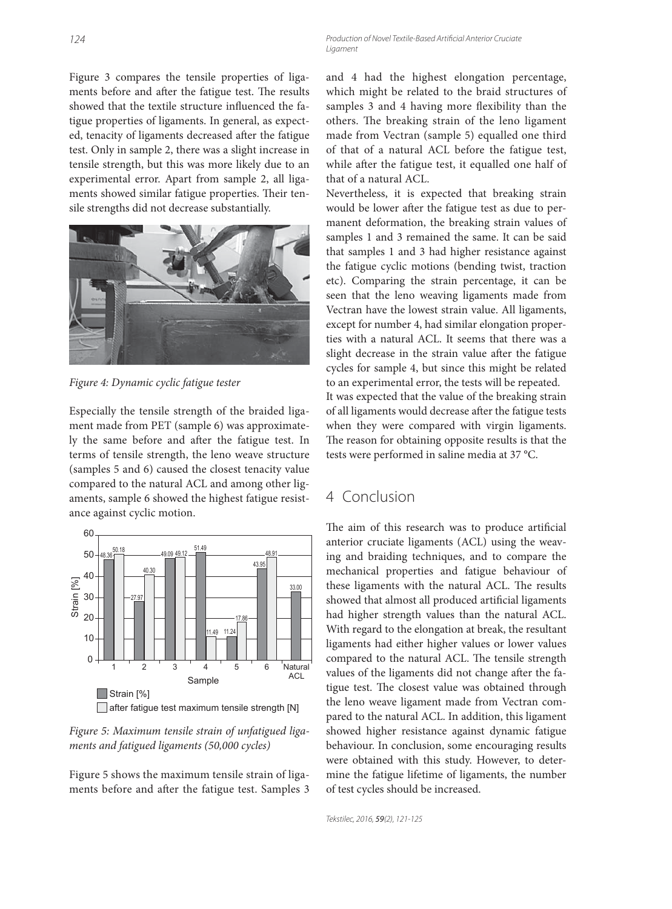Figure 3 compares the tensile properties of ligaments before and after the fatigue test. The results showed that the textile structure influenced the fatigue properties of ligaments. In general, as expected, tenacity of ligaments decreased after the fatigue test. Only in sample 2, there was a slight increase in tensile strength, but this was more likely due to an experimental error. Apart from sample 2, all ligaments showed similar fatigue properties. Their tensile strengths did not decrease substantially.

*Figure 4: Dynamic cyclic fatigue tester*

Especially the tensile strength of the braided ligament made from PET (sample 6) was approximately the same before and after the fatigue test. In terms of tensile strength, the leno weave structure (samples 5 and 6) caused the closest tenacity value compared to the natural ACL and among other ligaments, sample 6 showed the highest fatigue resistance against cyclic motion.

*Figure 5: Maximum tensile strain of unfatigued ligaments and fatigued ligaments (50,000 cycles)*

Figure 5 shows the maximum tensile strain of ligaments before and after the fatigue test. Samples 3 and 4 had the highest elongation percentage, which might be related to the braid structures of samples 3 and 4 having more flexibility than the others. The breaking strain of the leno ligament made from Vectran (sample 5) equalled one third of that of a natural ACL before the fatigue test, while after the fatigue test, it equalled one half of that of a natural ACL.

Nevertheless, it is expected that breaking strain would be lower after the fatigue test as due to permanent deformation, the breaking strain values of samples 1 and 3 remained the same. It can be said that samples 1 and 3 had higher resistance against the fatigue cyclic motions (bending twist, traction etc). Comparing the strain percentage, it can be seen that the leno weaving ligaments made from Vectran have the lowest strain value. All ligaments, except for number 4, had similar elongation properties with a natural ACL. It seems that there was a slight decrease in the strain value after the fatigue cycles for sample 4, but since this might be related to an experimental error, the tests will be repeated.

It was expected that the value of the breaking strain of all ligaments would decrease after the fatigue tests when they were compared with virgin ligaments. The reason for obtaining opposite results is that the tests were performed in saline media at 37 °C.

## 4 Conclusion

The aim of this research was to produce artificial anterior cruciate ligaments (ACL) using the weaving and braiding techniques, and to compare the mechanical properties and fatigue behaviour of these ligaments with the natural ACL. The results showed that almost all produced artificial ligaments had higher strength values than the natural ACL. With regard to the elongation at break, the resultant ligaments had either higher values or lower values compared to the natural ACL. The tensile strength values of the ligaments did not change after the fatigue test. The closest value was obtained through the leno weave ligament made from Vectran compared to the natural ACL. In addition, this ligament showed higher resistance against dynamic fatigue behaviour. In conclusion, some encouraging results were obtained with this study. However, to determine the fatigue lifetime of ligaments, the number of test cycles should be increased.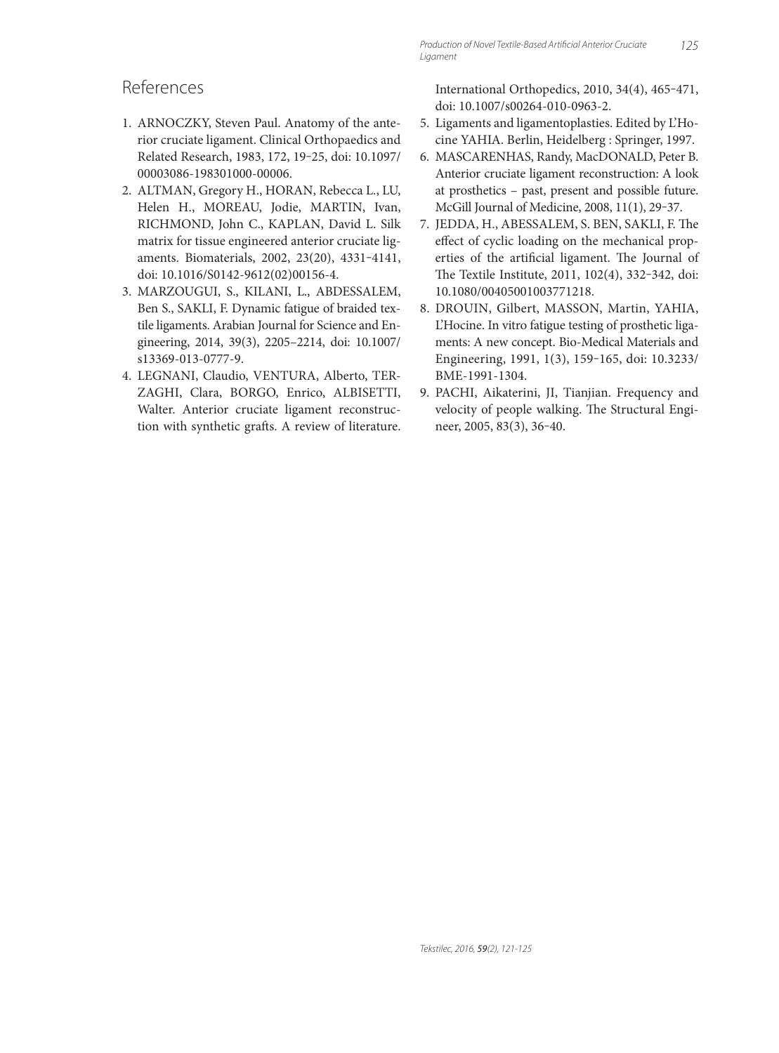## References

1. ARNOCZKY, Steven Paul. Anatomy of the anterior cruciate ligament. Clinical Orthopaedics and Related Research, 1983, 172, 19‒25, doi: 10.1097/00003086-198301000-00006.
2. ALTMAN, Gregory H., HORAN, Rebecca L., LU, Helen H., MOREAU, Jodie, MARTIN, Ivan, RICHMOND, John C., KAPLAN, David L. Silk matrix for tissue engineered anterior cruciate ligaments. Biomaterials, 2002, 23(20), 4331‒4141, doi: 10.1016/S0142-9612(02)00156-4.
3. MARZOUGUI, S., KILANI, L., ABDESSALEM, Ben S., SAKLI, F. Dynamic fatigue of braided textile ligaments. Arabian Journal for Science and Engineering, 2014, 39(3), 2205–2214, doi: 10.1007/s13369-013-0777-9.
4. LEGNANI, Claudio, VENTURA, Alberto, TERZAGHI, Clara, BORGO, Enrico, ALBISETTI, Walter. Anterior cruciate ligament reconstruction with synthetic grafts. A review of literature. International Orthopedics, 2010, 34(4), 465‒471, doi: 10.1007/s00264-010-0963-2.
5. Ligaments and ligamentoplasties. Edited by L'Hocine YAHIA. Berlin, Heidelberg : Springer, 1997.
6. MASCARENHAS, Randy, MacDONALD, Peter B. Anterior cruciate ligament reconstruction: A look at prosthetics – past, present and possible future. McGill Journal of Medicine, 2008, 11(1), 29‒37.
7. JEDDA, H., ABESSALEM, S. BEN, SAKLI, F. The effect of cyclic loading on the mechanical properties of the artificial ligament. The Journal of The Textile Institute, 2011, 102(4), 332‒342, doi: 10.1080/00405001003771218.
8. DROUIN, Gilbert, MASSON, Martin, YAHIA, L'Hocine. In vitro fatigue testing of prosthetic ligaments: A new concept. Bio-Medical Materials and Engineering, 1991, 1(3), 159‒165, doi: 10.3233/BME-1991-1304.
9. PACHI, Aikaterini, JI, Tianjian. Frequency and velocity of people walking. The Structural Engineer, 2005, 83(3), 36‒40.